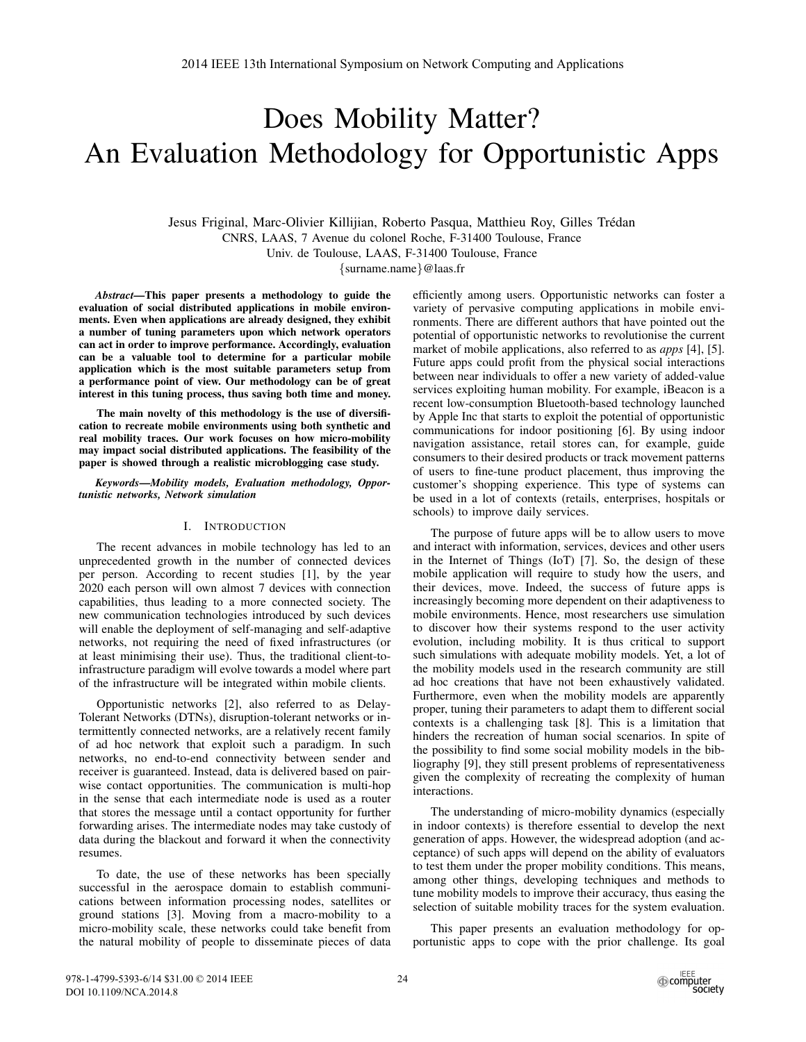# Does Mobility Matter? An Evaluation Methodology for Opportunistic Apps

Jesus Friginal, Marc-Olivier Killijian, Roberto Pasqua, Matthieu Roy, Gilles Trédan
CNRS, LAAS, 7 Avenue du colonel Roche, F-31400 Toulouse, France
Univ. de Toulouse, LAAS, F-31400 Toulouse, France
{surname.name}@laas.fr

***Abstract*—This paper presents a methodology to guide the evaluation of social distributed applications in mobile environments. Even when applications are already designed, they exhibit a number of tuning parameters upon which network operators can act in order to improve performance. Accordingly, evaluation can be a valuable tool to determine for a particular mobile application which is the most suitable parameters setup from a performance point of view. Our methodology can be of great interest in this tuning process, thus saving both time and money.**

**The main novelty of this methodology is the use of diversification to recreate mobile environments using both synthetic and real mobility traces. Our work focuses on how micro-mobility may impact social distributed applications. The feasibility of the paper is showed through a realistic microblogging case study.**

***Keywords*—Mobility models, Evaluation methodology, Opportunistic networks, Network simulation**

## I. Introduction

The recent advances in mobile technology has led to an unprecedented growth in the number of connected devices per person. According to recent studies [1], by the year 2020 each person will own almost 7 devices with connection capabilities, thus leading to a more connected society. The new communication technologies introduced by such devices will enable the deployment of self-managing and self-adaptive networks, not requiring the need of fixed infrastructures (or at least minimising their use). Thus, the traditional client-to-infrastructure paradigm will evolve towards a model where part of the infrastructure will be integrated within mobile clients.

Opportunistic networks [2], also referred to as Delay-Tolerant Networks (DTNs), disruption-tolerant networks or intermittently connected networks, are a relatively recent family of ad hoc network that exploit such a paradigm. In such networks, no end-to-end connectivity between sender and receiver is guaranteed. Instead, data is delivered based on pairwise contact opportunities. The communication is multi-hop in the sense that each intermediate node is used as a router that stores the message until a contact opportunity for further forwarding arises. The intermediate nodes may take custody of data during the blackout and forward it when the connectivity resumes.

To date, the use of these networks has been specially successful in the aerospace domain to establish communications between information processing nodes, satellites or ground stations [3]. Moving from a macro-mobility to a micro-mobility scale, these networks could take benefit from the natural mobility of people to disseminate pieces of data efficiently among users. Opportunistic networks can foster a variety of pervasive computing applications in mobile environments. There are different authors that have pointed out the potential of opportunistic networks to revolutionise the current market of mobile applications, also referred to as *apps* [4], [5]. Future apps could profit from the physical social interactions between near individuals to offer a new variety of added-value services exploiting human mobility. For example, iBeacon is a recent low-consumption Bluetooth-based technology launched by Apple Inc that starts to exploit the potential of opportunistic communications for indoor positioning [6]. By using indoor navigation assistance, retail stores can, for example, guide consumers to their desired products or track movement patterns of users to fine-tune product placement, thus improving the customer's shopping experience. This type of systems can be used in a lot of contexts (retails, enterprises, hospitals or schools) to improve daily services.

The purpose of future apps will be to allow users to move and interact with information, services, devices and other users in the Internet of Things (IoT) [7]. So, the design of these mobile application will require to study how the users, and their devices, move. Indeed, the success of future apps is increasingly becoming more dependent on their adaptiveness to mobile environments. Hence, most researchers use simulation to discover how their systems respond to the user activity evolution, including mobility. It is thus critical to support such simulations with adequate mobility models. Yet, a lot of the mobility models used in the research community are still ad hoc creations that have not been exhaustively validated. Furthermore, even when the mobility models are apparently proper, tuning their parameters to adapt them to different social contexts is a challenging task [8]. This is a limitation that hinders the recreation of human social scenarios. In spite of the possibility to find some social mobility models in the bibliography [9], they still present problems of representativeness given the complexity of recreating the complexity of human interactions.

The understanding of micro-mobility dynamics (especially in indoor contexts) is therefore essential to develop the next generation of apps. However, the widespread adoption (and acceptance) of such apps will depend on the ability of evaluators to test them under the proper mobility conditions. This means, among other things, developing techniques and methods to tune mobility models to improve their accuracy, thus easing the selection of suitable mobility traces for the system evaluation.

This paper presents an evaluation methodology for opportunistic apps to cope with the prior challenge. Its goal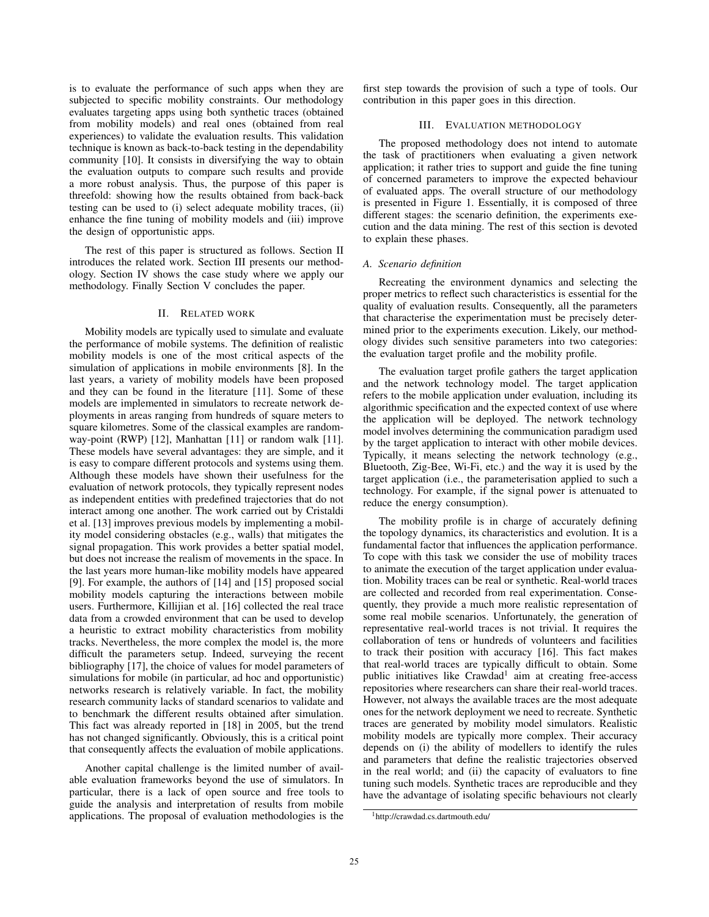is to evaluate the performance of such apps when they are subjected to specific mobility constraints. Our methodology evaluates targeting apps using both synthetic traces (obtained from mobility models) and real ones (obtained from real experiences) to validate the evaluation results. This validation technique is known as back-to-back testing in the dependability community [10]. It consists in diversifying the way to obtain the evaluation outputs to compare such results and provide a more robust analysis. Thus, the purpose of this paper is threefold: showing how the results obtained from back-back testing can be used to (i) select adequate mobility traces, (ii) enhance the fine tuning of mobility models and (iii) improve the design of opportunistic apps.

The rest of this paper is structured as follows. Section II introduces the related work. Section III presents our methodology. Section IV shows the case study where we apply our methodology. Finally Section V concludes the paper.

## II. Related work

Mobility models are typically used to simulate and evaluate the performance of mobile systems. The definition of realistic mobility models is one of the most critical aspects of the simulation of applications in mobile environments [8]. In the last years, a variety of mobility models have been proposed and they can be found in the literature [11]. Some of these models are implemented in simulators to recreate network deployments in areas ranging from hundreds of square meters to square kilometres. Some of the classical examples are random-way-point (RWP) [12], Manhattan [11] or random walk [11]. These models have several advantages: they are simple, and it is easy to compare different protocols and systems using them. Although these models have shown their usefulness for the evaluation of network protocols, they typically represent nodes as independent entities with predefined trajectories that do not interact among one another. The work carried out by Cristaldi et al. [13] improves previous models by implementing a mobility model considering obstacles (e.g., walls) that mitigates the signal propagation. This work provides a better spatial model, but does not increase the realism of movements in the space. In the last years more human-like mobility models have appeared [9]. For example, the authors of [14] and [15] proposed social mobility models capturing the interactions between mobile users. Furthermore, Killijian et al. [16] collected the real trace data from a crowded environment that can be used to develop a heuristic to extract mobility characteristics from mobility tracks. Nevertheless, the more complex the model is, the more difficult the parameters setup. Indeed, surveying the recent bibliography [17], the choice of values for model parameters of simulations for mobile (in particular, ad hoc and opportunistic) networks research is relatively variable. In fact, the mobility research community lacks of standard scenarios to validate and to benchmark the different results obtained after simulation. This fact was already reported in [18] in 2005, but the trend has not changed significantly. Obviously, this is a critical point that consequently affects the evaluation of mobile applications.

Another capital challenge is the limited number of available evaluation frameworks beyond the use of simulators. In particular, there is a lack of open source and free tools to guide the analysis and interpretation of results from mobile applications. The proposal of evaluation methodologies is the first step towards the provision of such a type of tools. Our contribution in this paper goes in this direction.

## III. Evaluation methodology

The proposed methodology does not intend to automate the task of practitioners when evaluating a given network application; it rather tries to support and guide the fine tuning of concerned parameters to improve the expected behaviour of evaluated apps. The overall structure of our methodology is presented in Figure 1. Essentially, it is composed of three different stages: the scenario definition, the experiments execution and the data mining. The rest of this section is devoted to explain these phases.

### A. Scenario definition

Recreating the environment dynamics and selecting the proper metrics to reflect such characteristics is essential for the quality of evaluation results. Consequently, all the parameters that characterise the experimentation must be precisely determined prior to the experiments execution. Likely, our methodology divides such sensitive parameters into two categories: the evaluation target profile and the mobility profile.

The evaluation target profile gathers the target application and the network technology model. The target application refers to the mobile application under evaluation, including its algorithmic specification and the expected context of use where the application will be deployed. The network technology model involves determining the communication paradigm used by the target application to interact with other mobile devices. Typically, it means selecting the network technology (e.g., Bluetooth, Zig-Bee, Wi-Fi, etc.) and the way it is used by the target application (i.e., the parameterisation applied to such a technology. For example, if the signal power is attenuated to reduce the energy consumption).

The mobility profile is in charge of accurately defining the topology dynamics, its characteristics and evolution. It is a fundamental factor that influences the application performance. To cope with this task we consider the use of mobility traces to animate the execution of the target application under evaluation. Mobility traces can be real or synthetic. Real-world traces are collected and recorded from real experimentation. Consequently, they provide a much more realistic representation of some real mobile scenarios. Unfortunately, the generation of representative real-world traces is not trivial. It requires the collaboration of tens or hundreds of volunteers and facilities to track their position with accuracy [16]. This fact makes that real-world traces are typically difficult to obtain. Some public initiatives like Crawdad[1] aim at creating free-access repositories where researchers can share their real-world traces. However, not always the available traces are the most adequate ones for the network deployment we need to recreate. Synthetic traces are generated by mobility model simulators. Realistic mobility models are typically more complex. Their accuracy depends on (i) the ability of modellers to identify the rules and parameters that define the realistic trajectories observed in the real world; and (ii) the capacity of evaluators to fine tuning such models. Synthetic traces are reproducible and they have the advantage of isolating specific behaviours not clearly

[1] http://crawdad.cs.dartmouth.edu/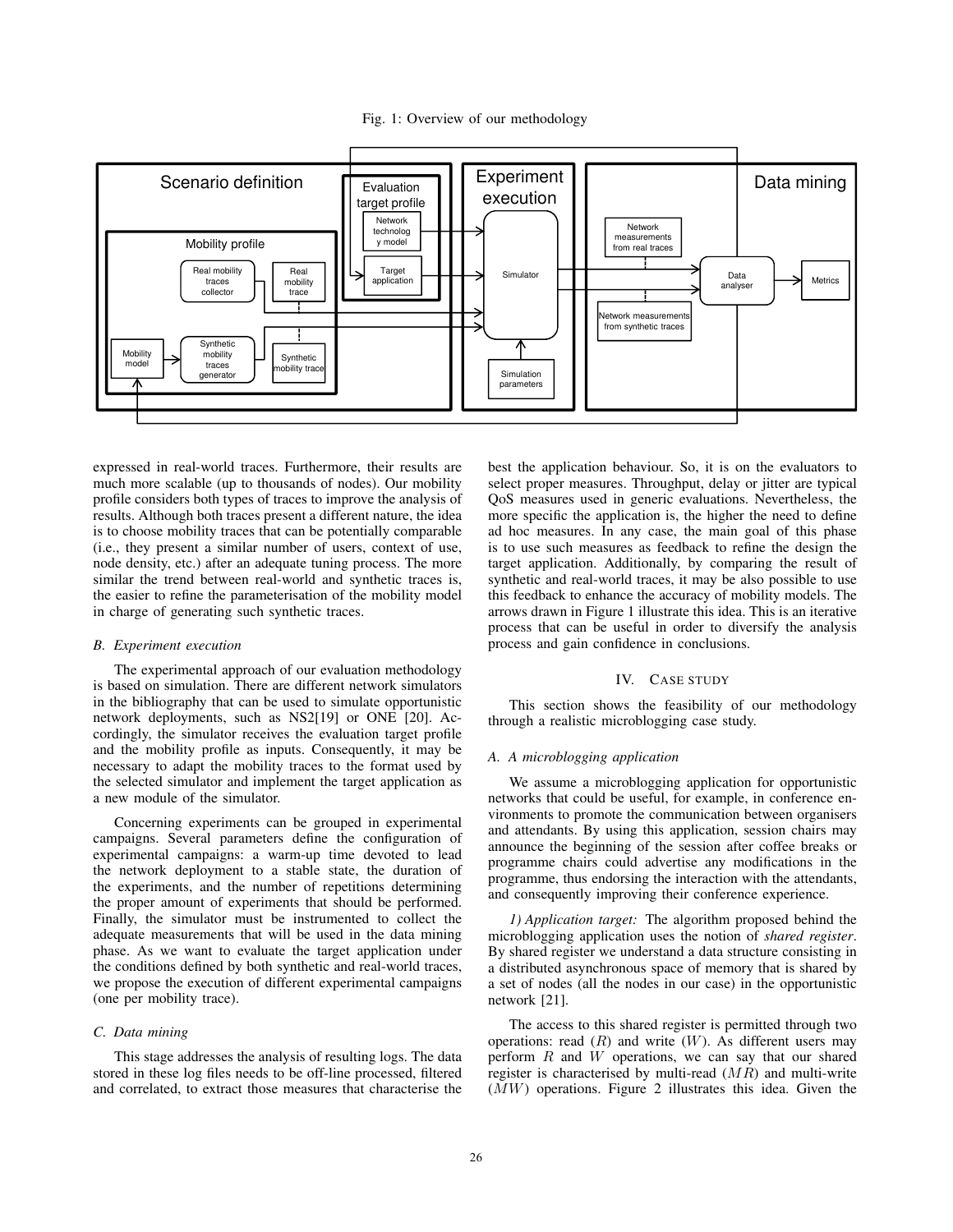Fig. 1: Overview of our methodology

expressed in real-world traces. Furthermore, their results are much more scalable (up to thousands of nodes). Our mobility profile considers both types of traces to improve the analysis of results. Although both traces present a different nature, the idea is to choose mobility traces that can be potentially comparable (i.e., they present a similar number of users, context of use, node density, etc.) after an adequate tuning process. The more similar the trend between real-world and synthetic traces is, the easier to refine the parameterisation of the mobility model in charge of generating such synthetic traces.

### *B. Experiment execution*

The experimental approach of our evaluation methodology is based on simulation. There are different network simulators in the bibliography that can be used to simulate opportunistic network deployments, such as NS2[19] or ONE [20]. Accordingly, the simulator receives the evaluation target profile and the mobility profile as inputs. Consequently, it may be necessary to adapt the mobility traces to the format used by the selected simulator and implement the target application as a new module of the simulator.

Concerning experiments can be grouped in experimental campaigns. Several parameters define the configuration of experimental campaigns: a warm-up time devoted to lead the network deployment to a stable state, the duration of the experiments, and the number of repetitions determining the proper amount of experiments that should be performed. Finally, the simulator must be instrumented to collect the adequate measurements that will be used in the data mining phase. As we want to evaluate the target application under the conditions defined by both synthetic and real-world traces, we propose the execution of different experimental campaigns (one per mobility trace).

### *C. Data mining*

This stage addresses the analysis of resulting logs. The data stored in these log files needs to be off-line processed, filtered and correlated, to extract those measures that characterise the best the application behaviour. So, it is on the evaluators to select proper measures. Throughput, delay or jitter are typical QoS measures used in generic evaluations. Nevertheless, the more specific the application is, the higher the need to define ad hoc measures. In any case, the main goal of this phase is to use such measures as feedback to refine the design the target application. Additionally, by comparing the result of synthetic and real-world traces, it may be also possible to use this feedback to enhance the accuracy of mobility models. The arrows drawn in Figure 1 illustrate this idea. This is an iterative process that can be useful in order to diversify the analysis process and gain confidence in conclusions.

## IV. Case study

This section shows the feasibility of our methodology through a realistic microblogging case study.

### *A. A microblogging application*

We assume a microblogging application for opportunistic networks that could be useful, for example, in conference environments to promote the communication between organisers and attendants. By using this application, session chairs may announce the beginning of the session after coffee breaks or programme chairs could advertise any modifications in the programme, thus endorsing the interaction with the attendants, and consequently improving their conference experience.

*1) Application target:* The algorithm proposed behind the microblogging application uses the notion of *shared register*. By shared register we understand a data structure consisting in a distributed asynchronous space of memory that is shared by a set of nodes (all the nodes in our case) in the opportunistic network [21].

The access to this shared register is permitted through two operations: read ($R$) and write ($W$). As different users may perform $R$ and $W$ operations, we can say that our shared register is characterised by multi-read ($MR$) and multi-write ($MW$) operations. Figure 2 illustrates this idea. Given the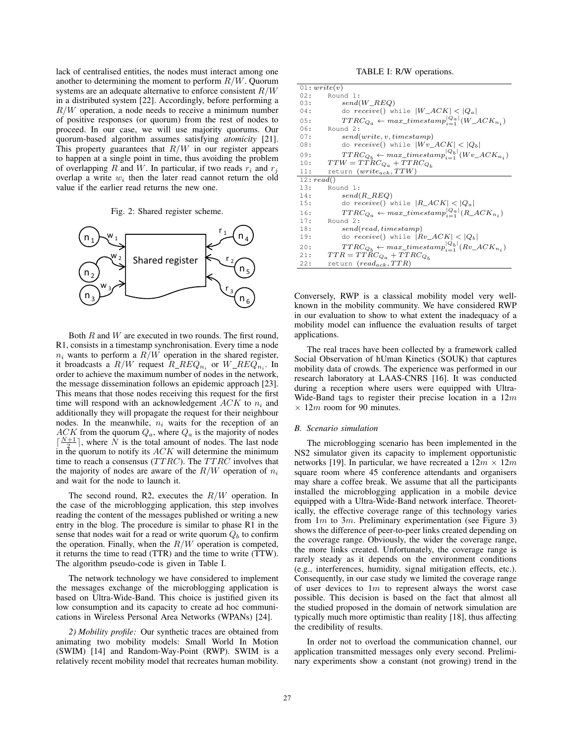lack of centralised entities, the nodes must interact among one another to determining the moment to perform $R/W$. Quorum systems are an adequate alternative to enforce consistent $R/W$ in a distributed system [22]. Accordingly, before performing a $R/W$ operation, a node needs to receive a minimum number of positive responses (or quorum) from the rest of nodes to proceed. In our case, we will use majority quorums. Our quorum-based algorithm assumes satisfying *atomicity* [21]. This property guarantees that $R/W$ in our register appears to happen at a single point in time, thus avoiding the problem of overlapping $R$ and $W$. In particular, if two reads $r_i$ and $r_j$ overlap a write $w_i$ then the later read cannot return the old value if the earlier read returns the new one.

Fig. 2: Shared register scheme.

Both $R$ and $W$ are executed in two rounds. The first round, R1, consists in a timestamp synchronisation. Every time a node $n_i$ wants to perform a $R/W$ operation in the shared register, it broadcasts a $R/W$ request $R\_REQ_{n_i}$ or $W\_REQ_{n_i}$. In order to achieve the maximum number of nodes in the network, the message dissemination follows an epidemic approach [23]. This means that those nodes receiving this request for the first time will respond with an acknowledgement $ACK$ to $n_i$ and additionally they will propagate the request for their neighbour nodes. In the meanwhile, $n_i$ waits for the reception of an $ACK$ from the quorum $Q_a$, where $Q_a$ is the majority of nodes $\lceil \frac{N+1}{2} \rceil$, where $N$ is the total amount of nodes. The last node in the quorum to notify its $ACK$ will determine the minimum time to reach a consensus ($TTRC$). The $TTRC$ involves that the majority of nodes are aware of the $R/W$ operation of $n_i$ and wait for the node to launch it.

The second round, R2, executes the $R/W$ operation. In the case of the microblogging application, this step involves reading the content of the messages published or writing a new entry in the blog. The procedure is similar to phase R1 in the sense that nodes wait for a read or write quorum $Q_b$ to confirm the operation. Finally, when the $R/W$ operation is competed, it returns the time to read (TTR) and the time to write (TTW). The algorithm pseudo-code is given in Table I.

The network technology we have considered to implement the messages exchange of the microblogging application is based on Ultra-Wide-Band. This choice is justified given its low consumption and its capacity to create ad hoc communications in Wireless Personal Area Networks (WPANs) [24].

*2) Mobility profile:* Our synthetic traces are obtained from animating two mobility models: Small World In Motion (SWIM) [14] and Random-Way-Point (RWP). SWIM is a relatively recent mobility model that recreates human mobility.

TABLE I: R/W operations.

```
01: write(v)
02:     Round 1:
03:         send(W_REQ)
04:         do receive() while |W_ACK| < |Q_a|
05:         TTRC_{Q_a} ← max_timestamp_{i=1}^{|Q_a|}(W_ACK_{n_i})
06:     Round 2:
07:         send(write, v, timestamp)
08:         do receive() while |Wv_ACK| < |Q_b|
09:         TTRC_{Q_b} ← max_timestamp_{i=1}^{|Q_b|}(Wv_ACK_{n_i})
10:     TTW = TTRC_{Q_a} + TTRC_{Q_b}
11:     return (write_ack, TTW)
12: read()
13:     Round 1:
14:         send(R_REQ)
15:         do receive() while |R_ACK| < |Q_a|
16:         TTRC_{Q_a} ← max_timestamp_{i=1}^{|Q_a|}(R_ACK_{n_i})
17:     Round 2:
18:         send(read, timestamp)
19:         do receive() while |Rv_ACK| < |Q_b|
20:         TTRC_{Q_b} ← max_timestamp_{i=1}^{|Q_b|}(Rv_ACK_{n_i})
21:     TTR = TTRC_{Q_a} + TTRC_{Q_b}
22:     return (read_ack, TTR)
```

Conversely, RWP is a classical mobility model very well-known in the mobility community. We have considered RWP in our evaluation to show to what extent the inadequacy of a mobility model can influence the evaluation results of target applications.

The real traces have been collected by a framework called Social Observation of hUman Kinetics (SOUK) that captures mobility data of crowds. The experience was performed in our research laboratory at LAAS-CNRS [16]. It was conducted during a reception where users were equipped with Ultra-Wide-Band tags to register their precise location in a $12m \times 12m$ room for 90 minutes.

### B. Scenario simulation

The microblogging scenario has been implemented in the NS2 simulator given its capacity to implement opportunistic networks [19]. In particular, we have recreated a $12m \times 12m$ square room where 45 conference attendants and organisers may share a coffee break. We assume that all the participants installed the microblogging application in a mobile device equipped with a Ultra-Wide-Band network interface. Theoretically, the effective coverage range of this technology varies from $1m$ to $3m$. Preliminary experimentation (see Figure 3) shows the difference of peer-to-peer links created depending on the coverage range. Obviously, the wider the coverage range, the more links created. Unfortunately, the coverage range is rarely steady as it depends on the environment conditions (e.g., interferences, humidity, signal mitigation effects, etc.). Consequently, in our case study we limited the coverage range of user devices to $1m$ to represent always the worst case possible. This decision is based on the fact that almost all the studied proposed in the domain of network simulation are typically much more optimistic than reality [18], thus affecting the credibility of results.

In order not to overload the communication channel, our application transmitted messages only every second. Preliminary experiments show a constant (not growing) trend in the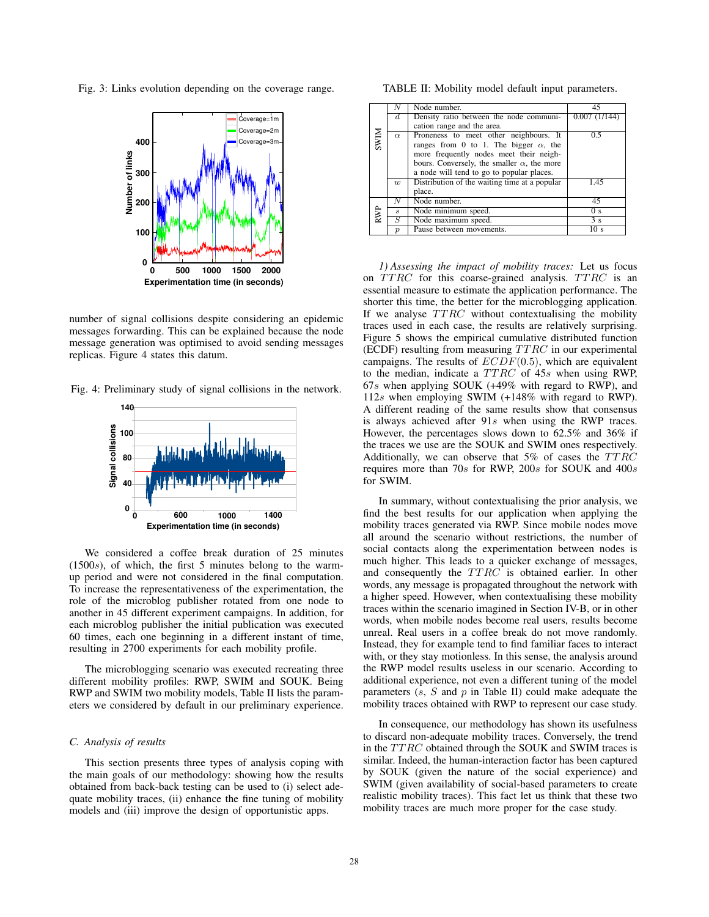Fig. 3: Links evolution depending on the coverage range.

number of signal collisions despite considering an epidemic messages forwarding. This can be explained because the node message generation was optimised to avoid sending messages replicas. Figure 4 states this datum.

Fig. 4: Preliminary study of signal collisions in the network.

We considered a coffee break duration of 25 minutes (1500$s$), of which, the first 5 minutes belong to the warm-up period and were not considered in the final computation. To increase the representativeness of the experimentation, the role of the microblog publisher rotated from one node to another in 45 different experiment campaigns. In addition, for each microblog publisher the initial publication was executed 60 times, each one beginning in a different instant of time, resulting in 2700 experiments for each mobility profile.

The microblogging scenario was executed recreating three different mobility profiles: RWP, SWIM and SOUK. Being RWP and SWIM two mobility models, Table II lists the parameters we considered by default in our preliminary experience.

### C. Analysis of results

This section presents three types of analysis coping with the main goals of our methodology: showing how the results obtained from back-back testing can be used to (i) select adequate mobility traces, (ii) enhance the fine tuning of mobility models and (iii) improve the design of opportunistic apps.

TABLE II: Mobility model default input parameters.

| | | | |
|---|---|---|---|
| SWIM | $N$ | Node number. | 45 |
| | $d$ | Density ratio between the node communication range and the area. | 0.007 (1/144) |
| | $\alpha$ | Proneness to meet other neighbours. It ranges from 0 to 1. The bigger $\alpha$, the more frequently nodes meet their neighbours. Conversely, the smaller $\alpha$, the more a node will tend to go to popular places. | 0.5 |
| | $w$ | Distribution of the waiting time at a popular place. | 1.45 |
| RWP | $N$ | Node number. | 45 |
| | $s$ | Node minimum speed. | 0 s |
| | $S$ | Node maximum speed. | 3 s |
| | $p$ | Pause between movements. | 10 s |

*1) Assessing the impact of mobility traces:* Let us focus on $TTRC$ for this coarse-grained analysis. $TTRC$ is an essential measure to estimate the application performance. The shorter this time, the better for the microblogging application. If we analyse $TTRC$ without contextualising the mobility traces used in each case, the results are relatively surprising. Figure 5 shows the empirical cumulative distributed function (ECDF) resulting from measuring $TTRC$ in our experimental campaigns. The results of $ECDF(0.5)$, which are equivalent to the median, indicate a $TTRC$ of 45$s$ when using RWP, 67$s$ when applying SOUK (+49% with regard to RWP), and 112$s$ when employing SWIM (+148% with regard to RWP). A different reading of the same results show that consensus is always achieved after 91$s$ when using the RWP traces. However, the percentages slows down to 62.5% and 36% if the traces we use are the SOUK and SWIM ones respectively. Additionally, we can observe that 5% of cases the $TTRC$ requires more than 70$s$ for RWP, 200$s$ for SOUK and 400$s$ for SWIM.

In summary, without contextualising the prior analysis, we find the best results for our application when applying the mobility traces generated via RWP. Since mobile nodes move all around the scenario without restrictions, the number of social contacts along the experimentation between nodes is much higher. This leads to a quicker exchange of messages, and consequently the $TTRC$ is obtained earlier. In other words, any message is propagated throughout the network with a higher speed. However, when contextualising these mobility traces within the scenario imagined in Section IV-B, or in other words, when mobile nodes become real users, results become unreal. Real users in a coffee break do not move randomly. Instead, they for example tend to find familiar faces to interact with, or they stay motionless. In this sense, the analysis around the RWP model results useless in our scenario. According to additional experience, not even a different tuning of the model parameters ($s$, $S$ and $p$ in Table II) could make adequate the mobility traces obtained with RWP to represent our case study.

In consequence, our methodology has shown its usefulness to discard non-adequate mobility traces. Conversely, the trend in the $TTRC$ obtained through the SOUK and SWIM traces is similar. Indeed, the human-interaction factor has been captured by SOUK (given the nature of the social experience) and SWIM (given availability of social-based parameters to create realistic mobility traces). This fact let us think that these two mobility traces are much more proper for the case study.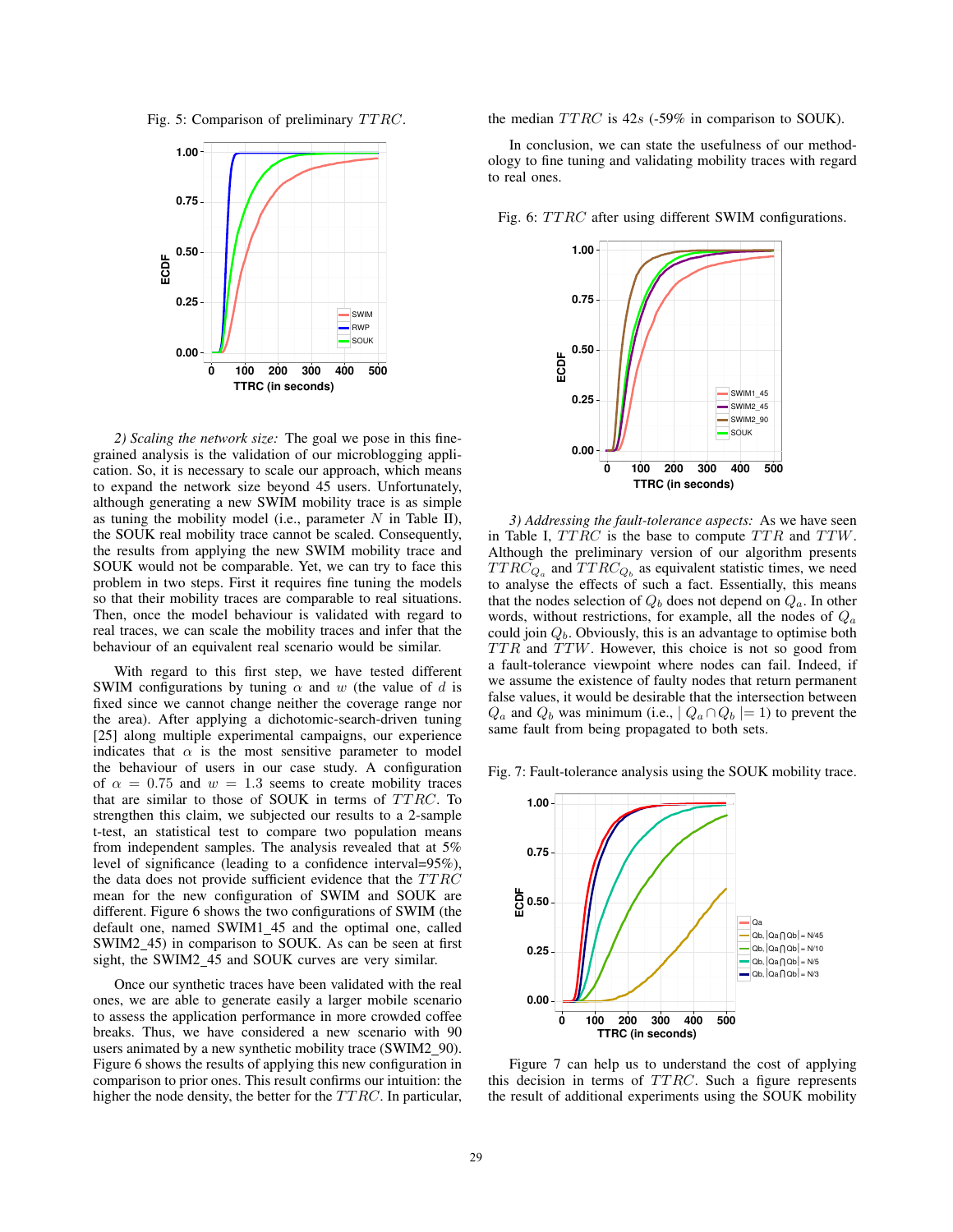Fig. 5: Comparison of preliminary $TTRC$.

*2) Scaling the network size:* The goal we pose in this fine-grained analysis is the validation of our microblogging application. So, it is necessary to scale our approach, which means to expand the network size beyond 45 users. Unfortunately, although generating a new SWIM mobility trace is as simple as tuning the mobility model (i.e., parameter $N$ in Table II), the SOUK real mobility trace cannot be scaled. Consequently, the results from applying the new SWIM mobility trace and SOUK would not be comparable. Yet, we can try to face this problem in two steps. First it requires fine tuning the models so that their mobility traces are comparable to real situations. Then, once the model behaviour is validated with regard to real traces, we can scale the mobility traces and infer that the behaviour of an equivalent real scenario would be similar.

With regard to this first step, we have tested different SWIM configurations by tuning $\alpha$ and $w$ (the value of $d$ is fixed since we cannot change neither the coverage range nor the area). After applying a dichotomic-search-driven tuning [25] along multiple experimental campaigns, our experience indicates that $\alpha$ is the most sensitive parameter to model the behaviour of users in our case study. A configuration of $\alpha = 0.75$ and $w = 1.3$ seems to create mobility traces that are similar to those of SOUK in terms of $TTRC$. To strengthen this claim, we subjected our results to a 2-sample t-test, an statistical test to compare two population means from independent samples. The analysis revealed that at 5% level of significance (leading to a confidence interval=95%), the data does not provide sufficient evidence that the $TTRC$ mean for the new configuration of SWIM and SOUK are different. Figure 6 shows the two configurations of SWIM (the default one, named SWIM1_45 and the optimal one, called SWIM2_45) in comparison to SOUK. As can be seen at first sight, the SWIM2_45 and SOUK curves are very similar.

Once our synthetic traces have been validated with the real ones, we are able to generate easily a larger mobile scenario to assess the application performance in more crowded coffee breaks. Thus, we have considered a new scenario with 90 users animated by a new synthetic mobility trace (SWIM2_90). Figure 6 shows the results of applying this new configuration in comparison to prior ones. This result confirms our intuition: the higher the node density, the better for the $TTRC$. In particular, the median $TTRC$ is $42s$ (-59% in comparison to SOUK).

In conclusion, we can state the usefulness of our methodology to fine tuning and validating mobility traces with regard to real ones.

Fig. 6: $TTRC$ after using different SWIM configurations.

*3) Addressing the fault-tolerance aspects:* As we have seen in Table I, $TTRC$ is the base to compute $TTR$ and $TTW$. Although the preliminary version of our algorithm presents $TTRC_{Q_a}$ and $TTRC_{Q_b}$ as equivalent statistic times, we need to analyse the effects of such a fact. Essentially, this means that the nodes selection of $Q_b$ does not depend on $Q_a$. In other words, without restrictions, for example, all the nodes of $Q_a$ could join $Q_b$. Obviously, this is an advantage to optimise both $TTR$ and $TTW$. However, this choice is not so good from a fault-tolerance viewpoint where nodes can fail. Indeed, if we assume the existence of faulty nodes that return permanent false values, it would be desirable that the intersection between $Q_a$ and $Q_b$ was minimum (i.e., $\mid Q_a \cap Q_b \mid = 1$) to prevent the same fault from being propagated to both sets.

Fig. 7: Fault-tolerance analysis using the SOUK mobility trace.

Figure 7 can help us to understand the cost of applying this decision in terms of $TTRC$. Such a figure represents the result of additional experiments using the SOUK mobility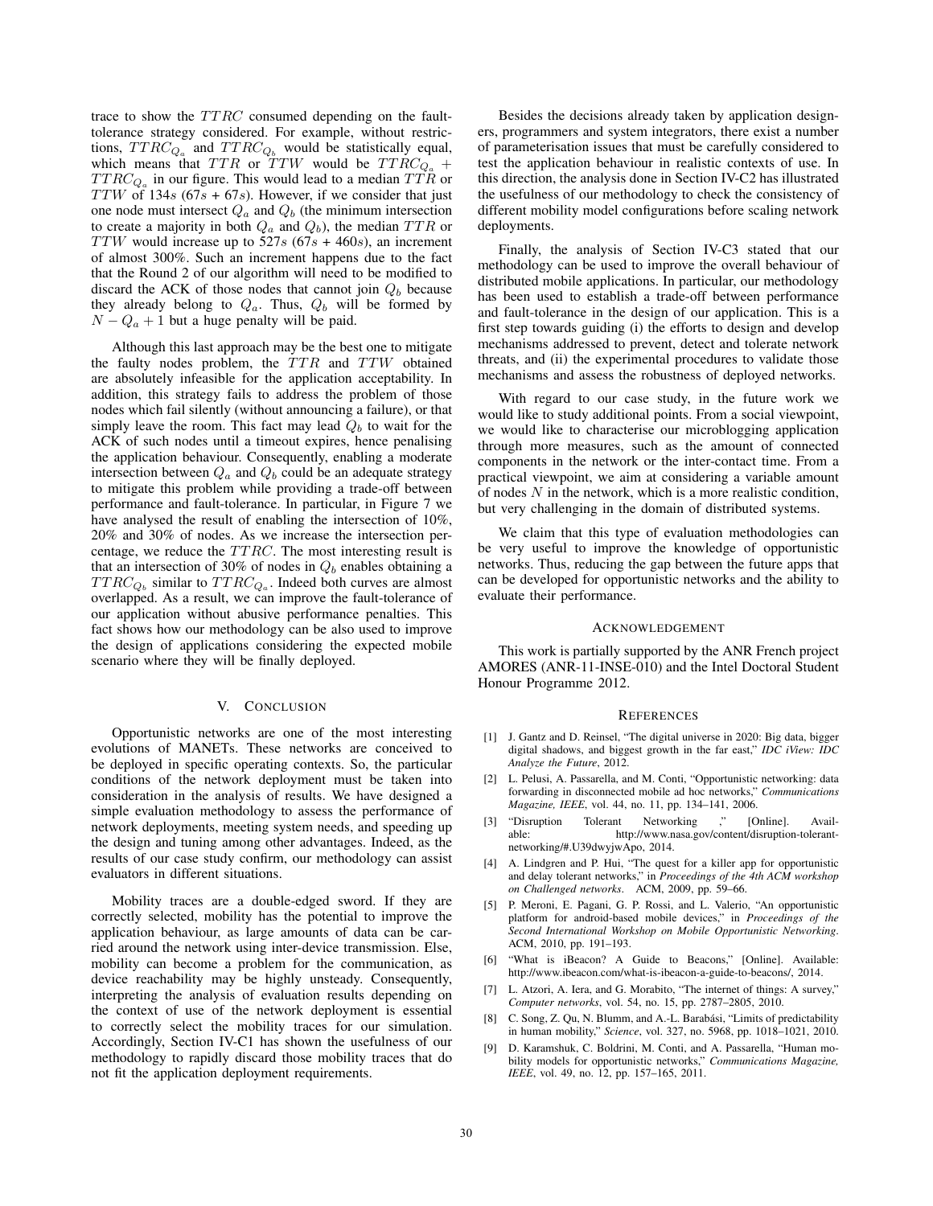trace to show the $TTRC$ consumed depending on the fault-tolerance strategy considered. For example, without restrictions, $TTRC_{Q_a}$ and $TTRC_{Q_b}$ would be statistically equal, which means that $TTR$ or $TTW$ would be $TTRC_{Q_a} + TTRC_{Q_a}$ in our figure. This would lead to a median $TTR$ or $TTW$ of 134$s$ (67$s$ + 67$s$). However, if we consider that just one node must intersect $Q_a$ and $Q_b$ (the minimum intersection to create a majority in both $Q_a$ and $Q_b$), the median $TTR$ or $TTW$ would increase up to 527$s$ (67$s$ + 460$s$), an increment of almost 300%. Such an increment happens due to the fact that the Round 2 of our algorithm will need to be modified to discard the ACK of those nodes that cannot join $Q_b$ because they already belong to $Q_a$. Thus, $Q_b$ will be formed by $N - Q_a + 1$ but a huge penalty will be paid.

Although this last approach may be the best one to mitigate the faulty nodes problem, the $TTR$ and $TTW$ obtained are absolutely infeasible for the application acceptability. In addition, this strategy fails to address the problem of those nodes which fail silently (without announcing a failure), or that simply leave the room. This fact may lead $Q_b$ to wait for the ACK of such nodes until a timeout expires, hence penalising the application behaviour. Consequently, enabling a moderate intersection between $Q_a$ and $Q_b$ could be an adequate strategy to mitigate this problem while providing a trade-off between performance and fault-tolerance. In particular, in Figure 7 we have analysed the result of enabling the intersection of 10%, 20% and 30% of nodes. As we increase the intersection percentage, we reduce the $TTRC$. The most interesting result is that an intersection of 30% of nodes in $Q_b$ enables obtaining a $TTRC_{Q_b}$ similar to $TTRC_{Q_a}$. Indeed both curves are almost overlapped. As a result, we can improve the fault-tolerance of our application without abusive performance penalties. This fact shows how our methodology can be also used to improve the design of applications considering the expected mobile scenario where they will be finally deployed.

## V. Conclusion

Opportunistic networks are one of the most interesting evolutions of MANETs. These networks are conceived to be deployed in specific operating contexts. So, the particular conditions of the network deployment must be taken into consideration in the analysis of results. We have designed a simple evaluation methodology to assess the performance of network deployments, meeting system needs, and speeding up the design and tuning among other advantages. Indeed, as the results of our case study confirm, our methodology can assist evaluators in different situations.

Mobility traces are a double-edged sword. If they are correctly selected, mobility has the potential to improve the application behaviour, as large amounts of data can be carried around the network using inter-device transmission. Else, mobility can become a problem for the communication, as device reachability may be highly unsteady. Consequently, interpreting the analysis of evaluation results depending on the context of use of the network deployment is essential to correctly select the mobility traces for our simulation. Accordingly, Section IV-C1 has shown the usefulness of our methodology to rapidly discard those mobility traces that do not fit the application deployment requirements.

Besides the decisions already taken by application designers, programmers and system integrators, there exist a number of parameterisation issues that must be carefully considered to test the application behaviour in realistic contexts of use. In this direction, the analysis done in Section IV-C2 has illustrated the usefulness of our methodology to check the consistency of different mobility model configurations before scaling network deployments.

Finally, the analysis of Section IV-C3 stated that our methodology can be used to improve the overall behaviour of distributed mobile applications. In particular, our methodology has been used to establish a trade-off between performance and fault-tolerance in the design of our application. This is a first step towards guiding (i) the efforts to design and develop mechanisms addressed to prevent, detect and tolerate network threats, and (ii) the experimental procedures to validate those mechanisms and assess the robustness of deployed networks.

With regard to our case study, in the future work we would like to study additional points. From a social viewpoint, we would like to characterise our microblogging application through more measures, such as the amount of connected components in the network or the inter-contact time. From a practical viewpoint, we aim at considering a variable amount of nodes $N$ in the network, which is a more realistic condition, but very challenging in the domain of distributed systems.

We claim that this type of evaluation methodologies can be very useful to improve the knowledge of opportunistic networks. Thus, reducing the gap between the future apps that can be developed for opportunistic networks and the ability to evaluate their performance.

## Acknowledgement

This work is partially supported by the ANR French project AMORES (ANR-11-INSE-010) and the Intel Doctoral Student Honour Programme 2012.

## References

[1] J. Gantz and D. Reinsel, "The digital universe in 2020: Big data, bigger digital shadows, and biggest growth in the far east," *IDC iView: IDC Analyze the Future*, 2012.

[2] L. Pelusi, A. Passarella, and M. Conti, "Opportunistic networking: data forwarding in disconnected mobile ad hoc networks," *Communications Magazine, IEEE*, vol. 44, no. 11, pp. 134–141, 2006.

[3] "Disruption Tolerant Networking ," [Online]. Available: http://www.nasa.gov/content/disruption-tolerant-networking/#.U39dwyjwApo, 2014.

[4] A. Lindgren and P. Hui, "The quest for a killer app for opportunistic and delay tolerant networks," in *Proceedings of the 4th ACM workshop on Challenged networks*. ACM, 2009, pp. 59–66.

[5] P. Meroni, E. Pagani, G. P. Rossi, and L. Valerio, "An opportunistic platform for android-based mobile devices," in *Proceedings of the Second International Workshop on Mobile Opportunistic Networking*. ACM, 2010, pp. 191–193.

[6] "What is iBeacon? A Guide to Beacons," [Online]. Available: http://www.ibeacon.com/what-is-ibeacon-a-guide-to-beacons/, 2014.

[7] L. Atzori, A. Iera, and G. Morabito, "The internet of things: A survey," *Computer networks*, vol. 54, no. 15, pp. 2787–2805, 2010.

[8] C. Song, Z. Qu, N. Blumm, and A.-L. Barabási, "Limits of predictability in human mobility," *Science*, vol. 327, no. 5968, pp. 1018–1021, 2010.

[9] D. Karamshuk, C. Boldrini, M. Conti, and A. Passarella, "Human mobility models for opportunistic networks," *Communications Magazine, IEEE*, vol. 49, no. 12, pp. 157–165, 2011.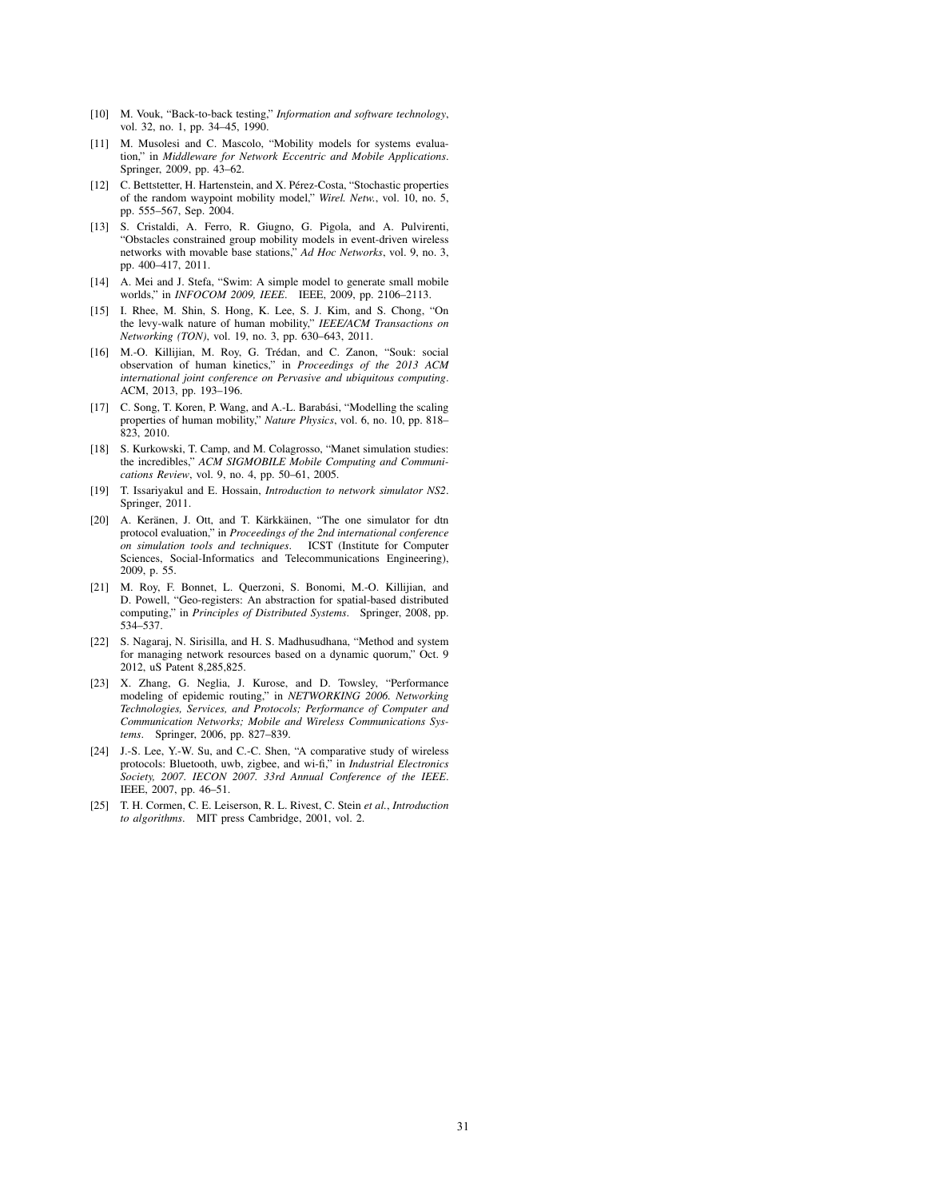[10] M. Vouk, "Back-to-back testing," *Information and software technology*, vol. 32, no. 1, pp. 34–45, 1990.

[11] M. Musolesi and C. Mascolo, "Mobility models for systems evaluation," in *Middleware for Network Eccentric and Mobile Applications*. Springer, 2009, pp. 43–62.

[12] C. Bettstetter, H. Hartenstein, and X. Pérez-Costa, "Stochastic properties of the random waypoint mobility model," *Wirel. Netw.*, vol. 10, no. 5, pp. 555–567, Sep. 2004.

[13] S. Cristaldi, A. Ferro, R. Giugno, G. Pigola, and A. Pulvirenti, "Obstacles constrained group mobility models in event-driven wireless networks with movable base stations," *Ad Hoc Networks*, vol. 9, no. 3, pp. 400–417, 2011.

[14] A. Mei and J. Stefa, "Swim: A simple model to generate small mobile worlds," in *INFOCOM 2009, IEEE*. IEEE, 2009, pp. 2106–2113.

[15] I. Rhee, M. Shin, S. Hong, K. Lee, S. J. Kim, and S. Chong, "On the levy-walk nature of human mobility," *IEEE/ACM Transactions on Networking (TON)*, vol. 19, no. 3, pp. 630–643, 2011.

[16] M.-O. Killijian, M. Roy, G. Trédan, and C. Zanon, "Souk: social observation of human kinetics," in *Proceedings of the 2013 ACM international joint conference on Pervasive and ubiquitous computing*. ACM, 2013, pp. 193–196.

[17] C. Song, T. Koren, P. Wang, and A.-L. Barabási, "Modelling the scaling properties of human mobility," *Nature Physics*, vol. 6, no. 10, pp. 818–823, 2010.

[18] S. Kurkowski, T. Camp, and M. Colagrosso, "Manet simulation studies: the incredibles," *ACM SIGMOBILE Mobile Computing and Communications Review*, vol. 9, no. 4, pp. 50–61, 2005.

[19] T. Issariyakul and E. Hossain, *Introduction to network simulator NS2*. Springer, 2011.

[20] A. Keränen, J. Ott, and T. Kärkkäinen, "The one simulator for dtn protocol evaluation," in *Proceedings of the 2nd international conference on simulation tools and techniques*. ICST (Institute for Computer Sciences, Social-Informatics and Telecommunications Engineering), 2009, p. 55.

[21] M. Roy, F. Bonnet, L. Querzoni, S. Bonomi, M.-O. Killijian, and D. Powell, "Geo-registers: An abstraction for spatial-based distributed computing," in *Principles of Distributed Systems*. Springer, 2008, pp. 534–537.

[22] S. Nagaraj, N. Sirisilla, and H. S. Madhusudhana, "Method and system for managing network resources based on a dynamic quorum," Oct. 9 2012, uS Patent 8,285,825.

[23] X. Zhang, G. Neglia, J. Kurose, and D. Towsley, "Performance modeling of epidemic routing," in *NETWORKING 2006. Networking Technologies, Services, and Protocols; Performance of Computer and Communication Networks; Mobile and Wireless Communications Systems*. Springer, 2006, pp. 827–839.

[24] J.-S. Lee, Y.-W. Su, and C.-C. Shen, "A comparative study of wireless protocols: Bluetooth, uwb, zigbee, and wi-fi," in *Industrial Electronics Society, 2007. IECON 2007. 33rd Annual Conference of the IEEE*. IEEE, 2007, pp. 46–51.

[25] T. H. Cormen, C. E. Leiserson, R. L. Rivest, C. Stein *et al.*, *Introduction to algorithms*. MIT press Cambridge, 2001, vol. 2.